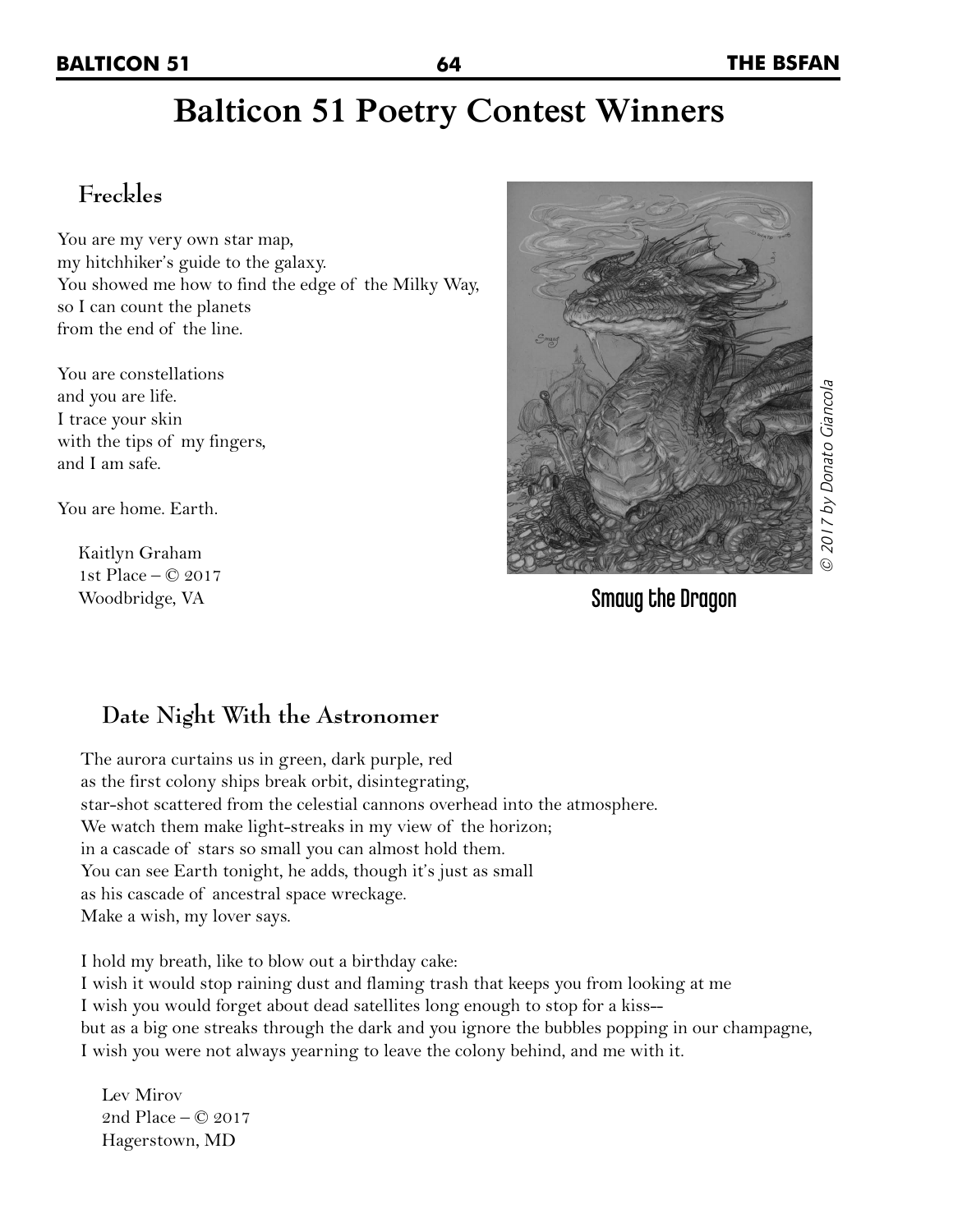# Balticon 51 Poetry Contest Winners

## Freckles

You are my very own star map,
my hitchhiker's guide to the galaxy.
You showed me how to find the edge of the Milky Way,
so I can count the planets
from the end of the line.

You are constellations
and you are life.
I trace your skin
with the tips of my fingers,
and I am safe.

You are home. Earth.

Kaitlyn Graham
1st Place – © 2017
Woodbridge, VA

Smaug the Dragon

*© 2017 by Donato Giancola*

## Date Night With the Astronomer

The aurora curtains us in green, dark purple, red
as the first colony ships break orbit, disintegrating,
star-shot scattered from the celestial cannons overhead into the atmosphere.
We watch them make light-streaks in my view of the horizon;
in a cascade of stars so small you can almost hold them.
You can see Earth tonight, he adds, though it's just as small
as his cascade of ancestral space wreckage.
Make a wish, my lover says.

I hold my breath, like to blow out a birthday cake:
I wish it would stop raining dust and flaming trash that keeps you from looking at me
I wish you would forget about dead satellites long enough to stop for a kiss--
but as a big one streaks through the dark and you ignore the bubbles popping in our champagne,
I wish you were not always yearning to leave the colony behind, and me with it.

Lev Mirov
2nd Place – © 2017
Hagerstown, MD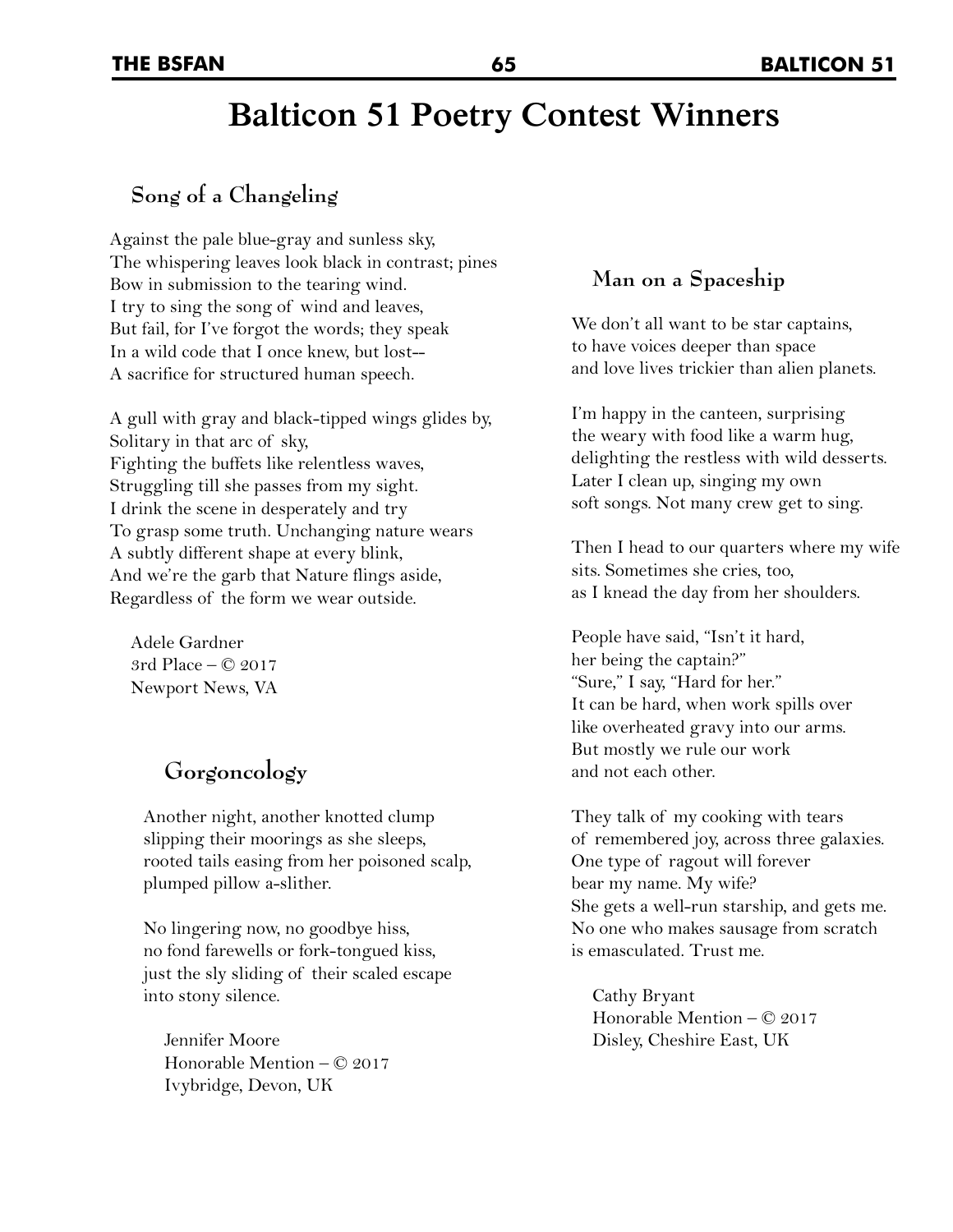# Balticon 51 Poetry Contest Winners

## Song of a Changeling

Against the pale blue-gray and sunless sky,  
The whispering leaves look black in contrast; pines  
Bow in submission to the tearing wind.  
I try to sing the song of wind and leaves,  
But fail, for I've forgot the words; they speak  
In a wild code that I once knew, but lost--  
A sacrifice for structured human speech.

A gull with gray and black-tipped wings glides by,  
Solitary in that arc of sky,  
Fighting the buffets like relentless waves,  
Struggling till she passes from my sight.  
I drink the scene in desperately and try  
To grasp some truth. Unchanging nature wears  
A subtly different shape at every blink,  
And we're the garb that Nature flings aside,  
Regardless of the form we wear outside.

Adele Gardner  
3rd Place – © 2017  
Newport News, VA

## Gorgoncology

Another night, another knotted clump  
slipping their moorings as she sleeps,  
rooted tails easing from her poisoned scalp,  
plumped pillow a-slither.

No lingering now, no goodbye hiss,  
no fond farewells or fork-tongued kiss,  
just the sly sliding of their scaled escape  
into stony silence.

Jennifer Moore  
Honorable Mention – © 2017  
Ivybridge, Devon, UK

## Man on a Spaceship

We don't all want to be star captains,  
to have voices deeper than space  
and love lives trickier than alien planets.

I'm happy in the canteen, surprising  
the weary with food like a warm hug,  
delighting the restless with wild desserts.  
Later I clean up, singing my own  
soft songs. Not many crew get to sing.

Then I head to our quarters where my wife  
sits. Sometimes she cries, too,  
as I knead the day from her shoulders.

People have said, "Isn't it hard,  
her being the captain?"  
"Sure," I say, "Hard for her."  
It can be hard, when work spills over  
like overheated gravy into our arms.  
But mostly we rule our work  
and not each other.

They talk of my cooking with tears  
of remembered joy, across three galaxies.  
One type of ragout will forever  
bear my name. My wife?  
She gets a well-run starship, and gets me.  
No one who makes sausage from scratch  
is emasculated. Trust me.

Cathy Bryant  
Honorable Mention – © 2017  
Disley, Cheshire East, UK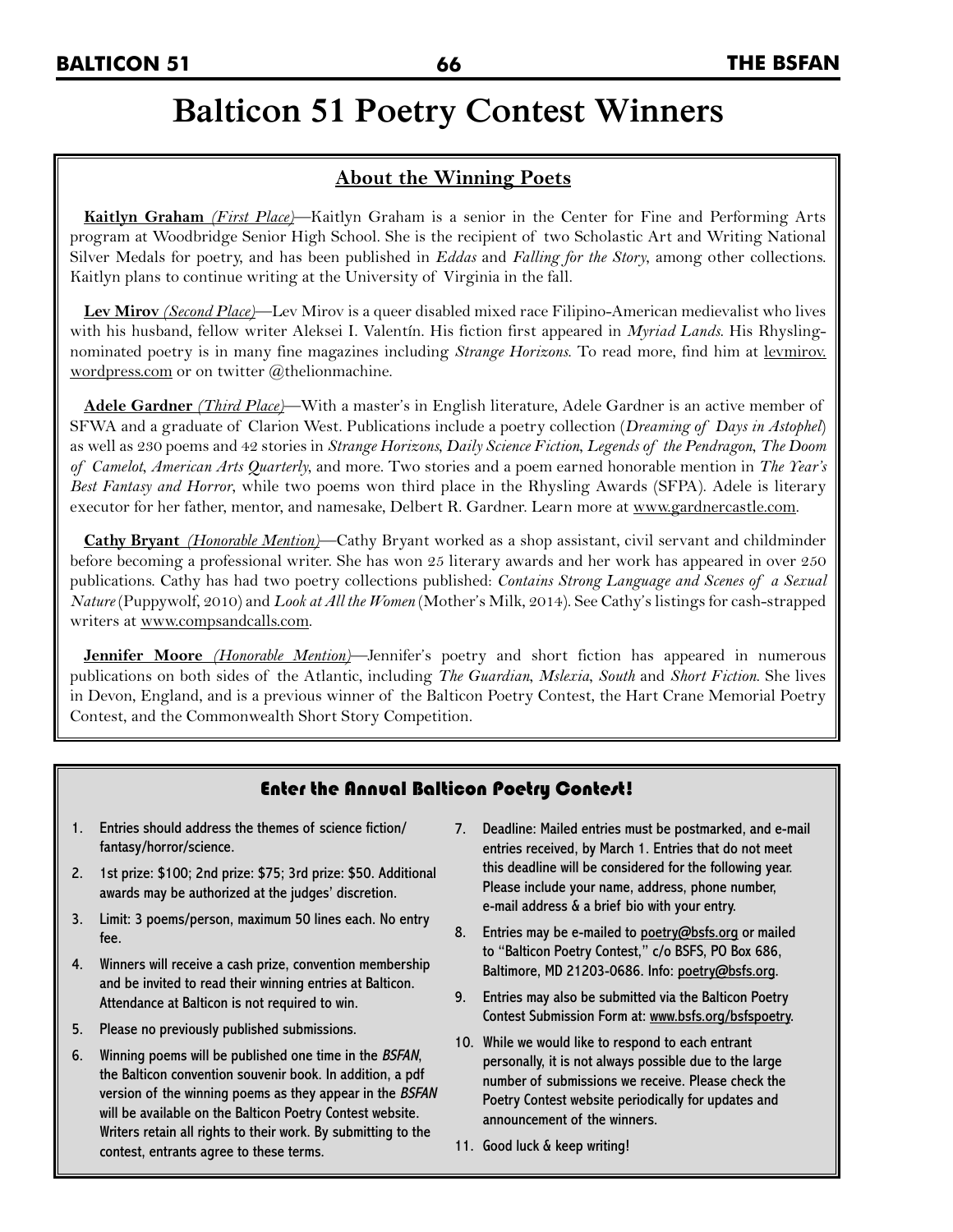# Balticon 51 Poetry Contest Winners

## About the Winning Poets

**Kaitlyn Graham** *(First Place)*—Kaitlyn Graham is a senior in the Center for Fine and Performing Arts program at Woodbridge Senior High School. She is the recipient of two Scholastic Art and Writing National Silver Medals for poetry, and has been published in *Eddas* and *Falling for the Story*, among other collections. Kaitlyn plans to continue writing at the University of Virginia in the fall.

**Lev Mirov** *(Second Place)*—Lev Mirov is a queer disabled mixed race Filipino-American medievalist who lives with his husband, fellow writer Aleksei I. Valentín. His fiction first appeared in *Myriad Lands*. His Rhysling-nominated poetry is in many fine magazines including *Strange Horizons*. To read more, find him at levmirov.wordpress.com or on twitter @thelionmachine.

**Adele Gardner** *(Third Place)*—With a master's in English literature, Adele Gardner is an active member of SFWA and a graduate of Clarion West. Publications include a poetry collection (*Dreaming of Days in Astophel*) as well as 230 poems and 42 stories in *Strange Horizons*, *Daily Science Fiction*, *Legends of the Pendragon*, *The Doom of Camelot*, *American Arts Quarterly*, and more. Two stories and a poem earned honorable mention in *The Year's Best Fantasy and Horror*, while two poems won third place in the Rhysling Awards (SFPA). Adele is literary executor for her father, mentor, and namesake, Delbert R. Gardner. Learn more at www.gardnercastle.com.

**Cathy Bryant** *(Honorable Mention)*—Cathy Bryant worked as a shop assistant, civil servant and childminder before becoming a professional writer. She has won 25 literary awards and her work has appeared in over 250 publications. Cathy has had two poetry collections published: *Contains Strong Language and Scenes of a Sexual Nature* (Puppywolf, 2010) and *Look at All the Women* (Mother's Milk, 2014). See Cathy's listings for cash-strapped writers at www.compsandcalls.com.

**Jennifer Moore** *(Honorable Mention)*—Jennifer's poetry and short fiction has appeared in numerous publications on both sides of the Atlantic, including *The Guardian*, *Mslexia*, *South* and *Short Fiction*. She lives in Devon, England, and is a previous winner of the Balticon Poetry Contest, the Hart Crane Memorial Poetry Contest, and the Commonwealth Short Story Competition.

## Enter the Annual Balticon Poetry Contest!

1. Entries should address the themes of science fiction/fantasy/horror/science.
2. 1st prize: $100; 2nd prize: $75; 3rd prize: $50. Additional awards may be authorized at the judges' discretion.
3. Limit: 3 poems/person, maximum 50 lines each. No entry fee.
4. Winners will receive a cash prize, convention membership and be invited to read their winning entries at Balticon. Attendance at Balticon is not required to win.
5. Please no previously published submissions.
6. Winning poems will be published one time in the *BSFAN*, the Balticon convention souvenir book. In addition, a pdf version of the winning poems as they appear in the *BSFAN* will be available on the Balticon Poetry Contest website. Writers retain all rights to their work. By submitting to the contest, entrants agree to these terms.
7. Deadline: Mailed entries must be postmarked, and e-mail entries received, by March 1. Entries that do not meet this deadline will be considered for the following year. Please include your name, address, phone number, e-mail address & a brief bio with your entry.
8. Entries may be e-mailed to poetry@bsfs.org or mailed to "Balticon Poetry Contest," c/o BSFS, PO Box 686, Baltimore, MD 21203-0686. Info: poetry@bsfs.org.
9. Entries may also be submitted via the Balticon Poetry Contest Submission Form at: www.bsfs.org/bsfspoetry.
10. While we would like to respond to each entrant personally, it is not always possible due to the large number of submissions we receive. Please check the Poetry Contest website periodically for updates and announcement of the winners.
11. Good luck & keep writing!